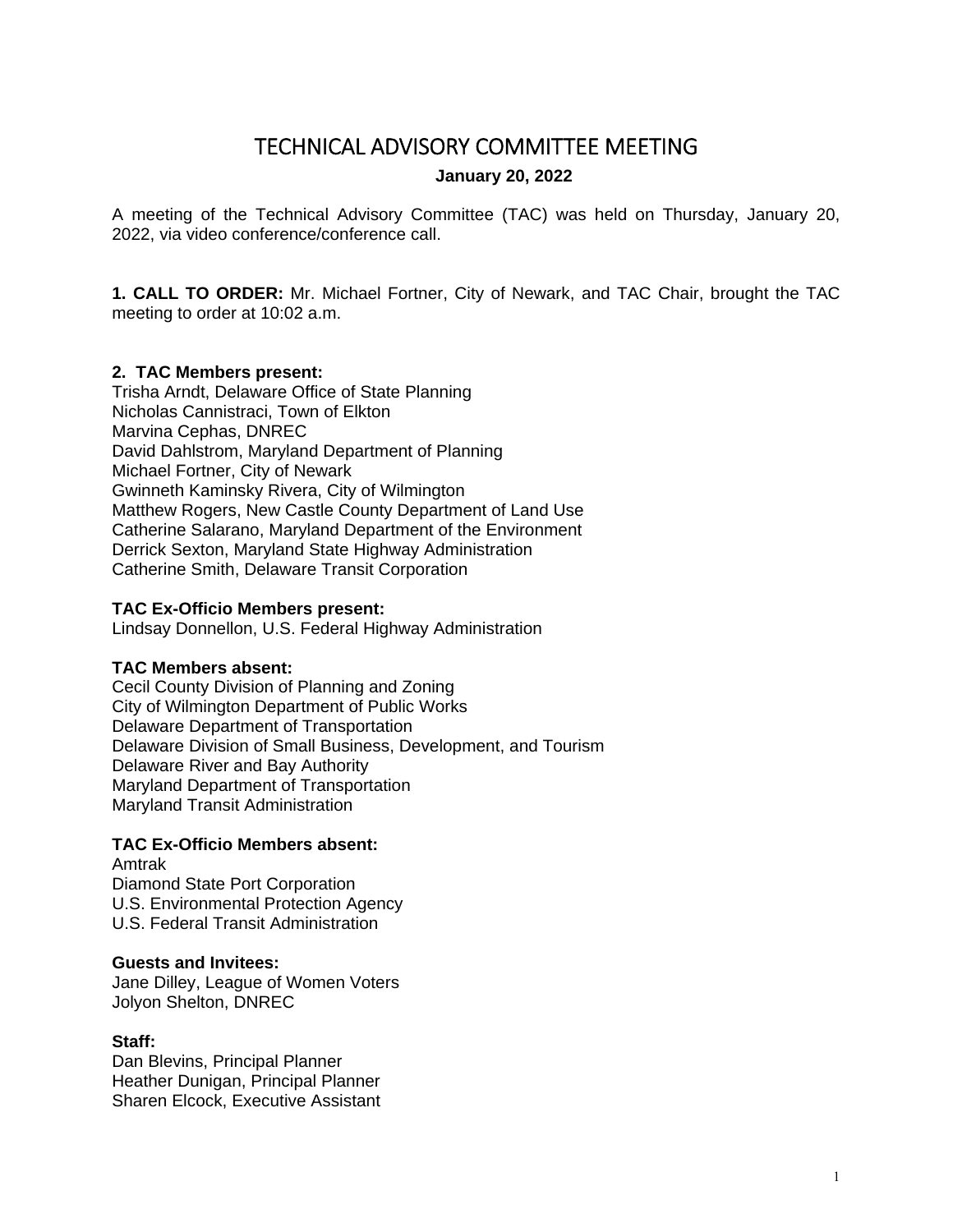# TECHNICAL ADVISORY COMMITTEE MEETING

**January 20, 2022**

A meeting of the Technical Advisory Committee (TAC) was held on Thursday, January 20, 2022, via video conference/conference call.

**1. CALL TO ORDER:** Mr. Michael Fortner, City of Newark, and TAC Chair, brought the TAC meeting to order at 10:02 a.m.

**2. TAC Members present:**
Trisha Arndt, Delaware Office of State Planning
Nicholas Cannistraci, Town of Elkton
Marvina Cephas, DNREC
David Dahlstrom, Maryland Department of Planning
Michael Fortner, City of Newark
Gwinneth Kaminsky Rivera, City of Wilmington
Matthew Rogers, New Castle County Department of Land Use
Catherine Salarano, Maryland Department of the Environment
Derrick Sexton, Maryland State Highway Administration
Catherine Smith, Delaware Transit Corporation

**TAC Ex-Officio Members present:**
Lindsay Donnellon, U.S. Federal Highway Administration

**TAC Members absent:**
Cecil County Division of Planning and Zoning
City of Wilmington Department of Public Works
Delaware Department of Transportation
Delaware Division of Small Business, Development, and Tourism
Delaware River and Bay Authority
Maryland Department of Transportation
Maryland Transit Administration

**TAC Ex-Officio Members absent:**
Amtrak
Diamond State Port Corporation
U.S. Environmental Protection Agency
U.S. Federal Transit Administration

**Guests and Invitees:**
Jane Dilley, League of Women Voters
Jolyon Shelton, DNREC

**Staff:**
Dan Blevins, Principal Planner
Heather Dunigan, Principal Planner
Sharen Elcock, Executive Assistant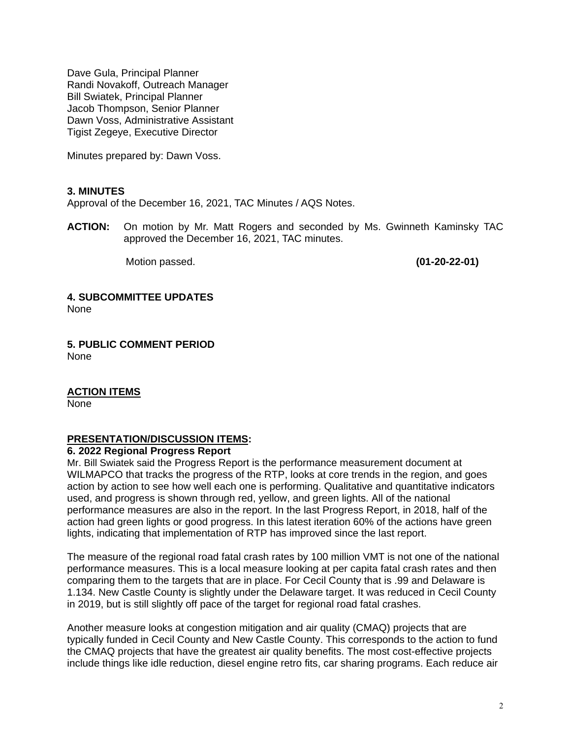Dave Gula, Principal Planner
Randi Novakoff, Outreach Manager
Bill Swiatek, Principal Planner
Jacob Thompson, Senior Planner
Dawn Voss, Administrative Assistant
Tigist Zegeye, Executive Director

Minutes prepared by: Dawn Voss.

**3. MINUTES**
Approval of the December 16, 2021, TAC Minutes / AQS Notes.

**ACTION:** On motion by Mr. Matt Rogers and seconded by Ms. Gwinneth Kaminsky TAC approved the December 16, 2021, TAC minutes.

Motion passed. **(01-20-22-01)**

**4. SUBCOMMITTEE UPDATES**
None

**5. PUBLIC COMMENT PERIOD**
None

**ACTION ITEMS**
None

**PRESENTATION/DISCUSSION ITEMS:**

**6. 2022 Regional Progress Report**
Mr. Bill Swiatek said the Progress Report is the performance measurement document at WILMAPCO that tracks the progress of the RTP, looks at core trends in the region, and goes action by action to see how well each one is performing. Qualitative and quantitative indicators used, and progress is shown through red, yellow, and green lights. All of the national performance measures are also in the report. In the last Progress Report, in 2018, half of the action had green lights or good progress. In this latest iteration 60% of the actions have green lights, indicating that implementation of RTP has improved since the last report.

The measure of the regional road fatal crash rates by 100 million VMT is not one of the national performance measures. This is a local measure looking at per capita fatal crash rates and then comparing them to the targets that are in place. For Cecil County that is .99 and Delaware is 1.134. New Castle County is slightly under the Delaware target. It was reduced in Cecil County in 2019, but is still slightly off pace of the target for regional road fatal crashes.

Another measure looks at congestion mitigation and air quality (CMAQ) projects that are typically funded in Cecil County and New Castle County. This corresponds to the action to fund the CMAQ projects that have the greatest air quality benefits. The most cost-effective projects include things like idle reduction, diesel engine retro fits, car sharing programs. Each reduce air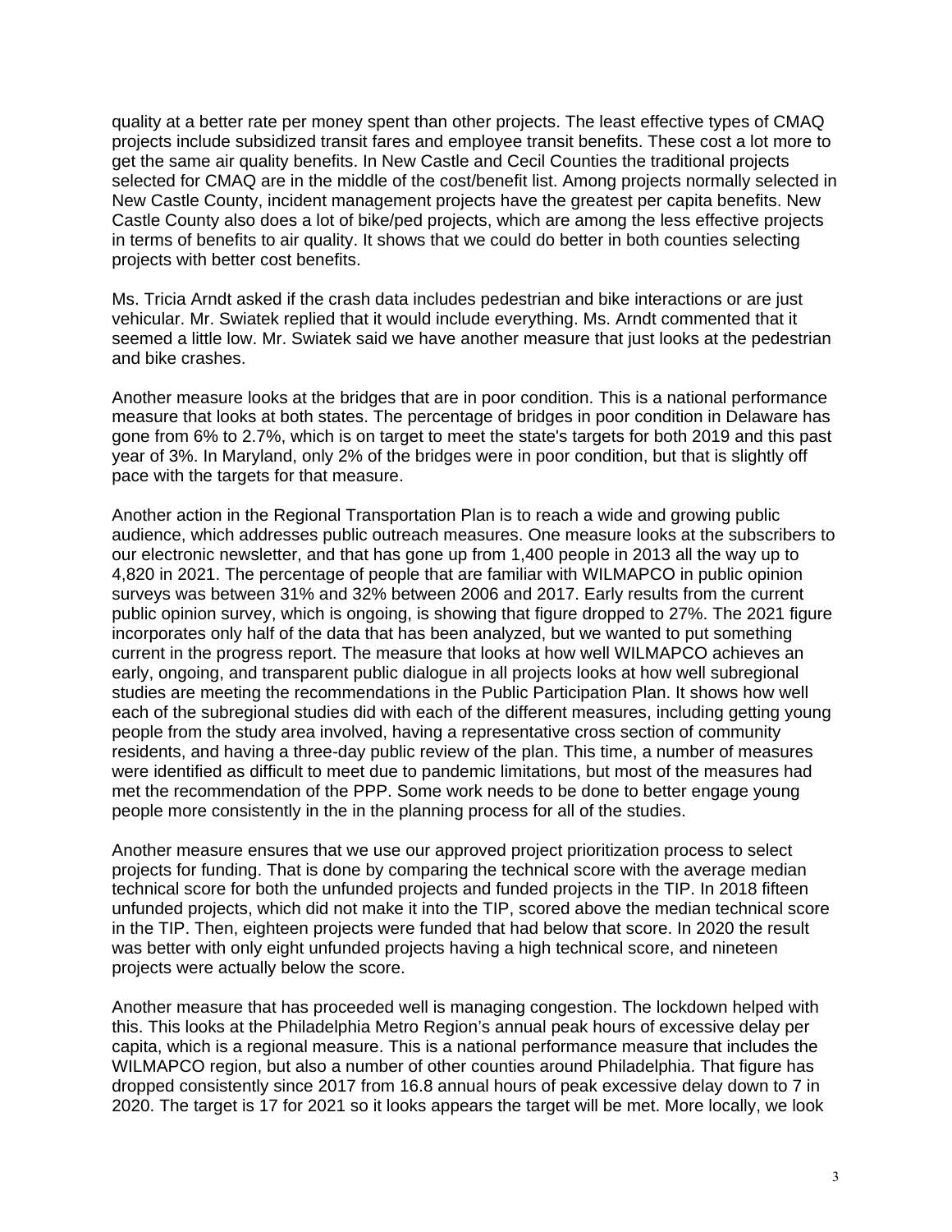quality at a better rate per money spent than other projects. The least effective types of CMAQ projects include subsidized transit fares and employee transit benefits. These cost a lot more to get the same air quality benefits. In New Castle and Cecil Counties the traditional projects selected for CMAQ are in the middle of the cost/benefit list. Among projects normally selected in New Castle County, incident management projects have the greatest per capita benefits. New Castle County also does a lot of bike/ped projects, which are among the less effective projects in terms of benefits to air quality. It shows that we could do better in both counties selecting projects with better cost benefits.

Ms. Tricia Arndt asked if the crash data includes pedestrian and bike interactions or are just vehicular. Mr. Swiatek replied that it would include everything. Ms. Arndt commented that it seemed a little low. Mr. Swiatek said we have another measure that just looks at the pedestrian and bike crashes.

Another measure looks at the bridges that are in poor condition. This is a national performance measure that looks at both states. The percentage of bridges in poor condition in Delaware has gone from 6% to 2.7%, which is on target to meet the state's targets for both 2019 and this past year of 3%. In Maryland, only 2% of the bridges were in poor condition, but that is slightly off pace with the targets for that measure.

Another action in the Regional Transportation Plan is to reach a wide and growing public audience, which addresses public outreach measures. One measure looks at the subscribers to our electronic newsletter, and that has gone up from 1,400 people in 2013 all the way up to 4,820 in 2021. The percentage of people that are familiar with WILMAPCO in public opinion surveys was between 31% and 32% between 2006 and 2017. Early results from the current public opinion survey, which is ongoing, is showing that figure dropped to 27%. The 2021 figure incorporates only half of the data that has been analyzed, but we wanted to put something current in the progress report. The measure that looks at how well WILMAPCO achieves an early, ongoing, and transparent public dialogue in all projects looks at how well subregional studies are meeting the recommendations in the Public Participation Plan. It shows how well each of the subregional studies did with each of the different measures, including getting young people from the study area involved, having a representative cross section of community residents, and having a three-day public review of the plan. This time, a number of measures were identified as difficult to meet due to pandemic limitations, but most of the measures had met the recommendation of the PPP. Some work needs to be done to better engage young people more consistently in the in the planning process for all of the studies.

Another measure ensures that we use our approved project prioritization process to select projects for funding. That is done by comparing the technical score with the average median technical score for both the unfunded projects and funded projects in the TIP. In 2018 fifteen unfunded projects, which did not make it into the TIP, scored above the median technical score in the TIP. Then, eighteen projects were funded that had below that score. In 2020 the result was better with only eight unfunded projects having a high technical score, and nineteen projects were actually below the score.

Another measure that has proceeded well is managing congestion. The lockdown helped with this. This looks at the Philadelphia Metro Region's annual peak hours of excessive delay per capita, which is a regional measure. This is a national performance measure that includes the WILMAPCO region, but also a number of other counties around Philadelphia. That figure has dropped consistently since 2017 from 16.8 annual hours of peak excessive delay down to 7 in 2020. The target is 17 for 2021 so it looks appears the target will be met. More locally, we look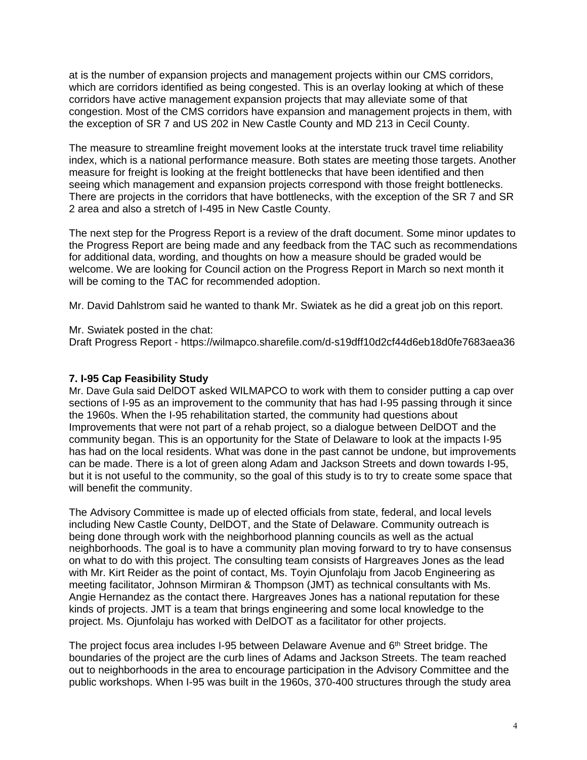at is the number of expansion projects and management projects within our CMS corridors, which are corridors identified as being congested. This is an overlay looking at which of these corridors have active management expansion projects that may alleviate some of that congestion. Most of the CMS corridors have expansion and management projects in them, with the exception of SR 7 and US 202 in New Castle County and MD 213 in Cecil County.

The measure to streamline freight movement looks at the interstate truck travel time reliability index, which is a national performance measure. Both states are meeting those targets. Another measure for freight is looking at the freight bottlenecks that have been identified and then seeing which management and expansion projects correspond with those freight bottlenecks. There are projects in the corridors that have bottlenecks, with the exception of the SR 7 and SR 2 area and also a stretch of I-495 in New Castle County.

The next step for the Progress Report is a review of the draft document. Some minor updates to the Progress Report are being made and any feedback from the TAC such as recommendations for additional data, wording, and thoughts on how a measure should be graded would be welcome. We are looking for Council action on the Progress Report in March so next month it will be coming to the TAC for recommended adoption.

Mr. David Dahlstrom said he wanted to thank Mr. Swiatek as he did a great job on this report.

Mr. Swiatek posted in the chat:
Draft Progress Report - https://wilmapco.sharefile.com/d-s19dff10d2cf44d6eb18d0fe7683aea36

**7. I-95 Cap Feasibility Study**

Mr. Dave Gula said DelDOT asked WILMAPCO to work with them to consider putting a cap over sections of I-95 as an improvement to the community that has had I-95 passing through it since the 1960s. When the I-95 rehabilitation started, the community had questions about Improvements that were not part of a rehab project, so a dialogue between DelDOT and the community began. This is an opportunity for the State of Delaware to look at the impacts I-95 has had on the local residents. What was done in the past cannot be undone, but improvements can be made. There is a lot of green along Adam and Jackson Streets and down towards I-95, but it is not useful to the community, so the goal of this study is to try to create some space that will benefit the community.

The Advisory Committee is made up of elected officials from state, federal, and local levels including New Castle County, DelDOT, and the State of Delaware. Community outreach is being done through work with the neighborhood planning councils as well as the actual neighborhoods. The goal is to have a community plan moving forward to try to have consensus on what to do with this project. The consulting team consists of Hargreaves Jones as the lead with Mr. Kirt Reider as the point of contact, Ms. Toyin Ojunfolaju from Jacob Engineering as meeting facilitator, Johnson Mirmiran & Thompson (JMT) as technical consultants with Ms. Angie Hernandez as the contact there. Hargreaves Jones has a national reputation for these kinds of projects. JMT is a team that brings engineering and some local knowledge to the project. Ms. Ojunfolaju has worked with DelDOT as a facilitator for other projects.

The project focus area includes I-95 between Delaware Avenue and 6th Street bridge. The boundaries of the project are the curb lines of Adams and Jackson Streets. The team reached out to neighborhoods in the area to encourage participation in the Advisory Committee and the public workshops. When I-95 was built in the 1960s, 370-400 structures through the study area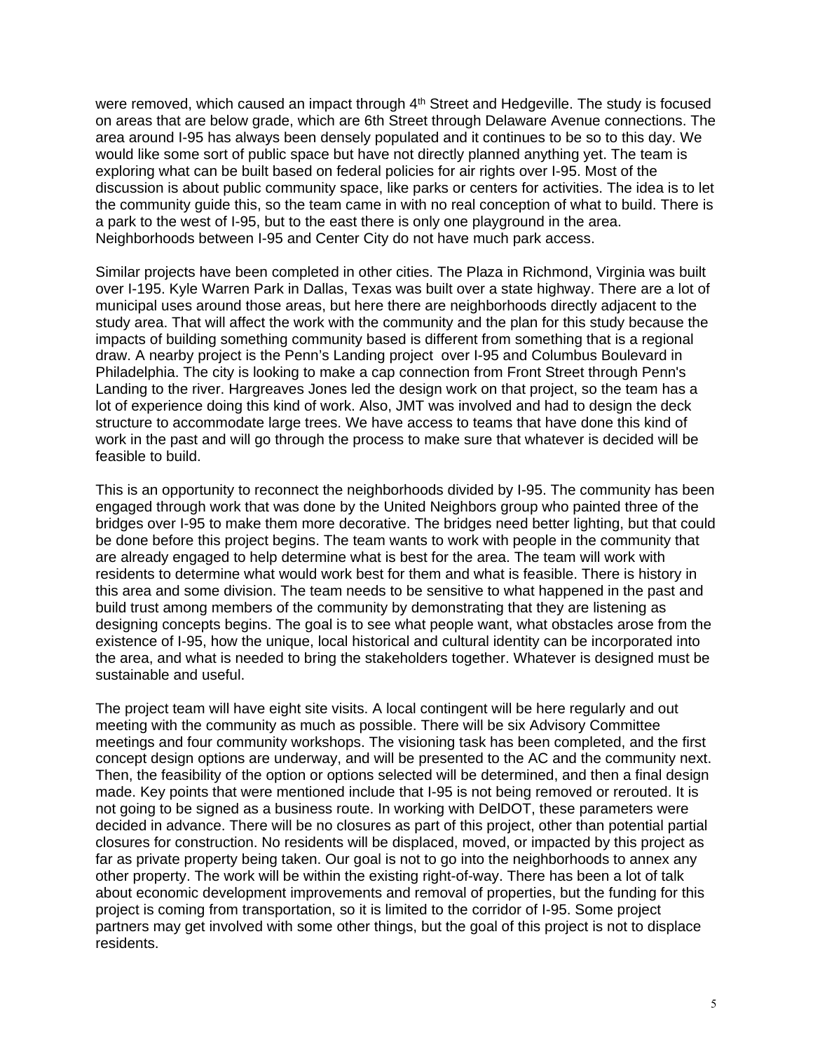were removed, which caused an impact through 4th Street and Hedgeville. The study is focused on areas that are below grade, which are 6th Street through Delaware Avenue connections. The area around I-95 has always been densely populated and it continues to be so to this day. We would like some sort of public space but have not directly planned anything yet. The team is exploring what can be built based on federal policies for air rights over I-95. Most of the discussion is about public community space, like parks or centers for activities. The idea is to let the community guide this, so the team came in with no real conception of what to build. There is a park to the west of I-95, but to the east there is only one playground in the area. Neighborhoods between I-95 and Center City do not have much park access.

Similar projects have been completed in other cities. The Plaza in Richmond, Virginia was built over I-195. Kyle Warren Park in Dallas, Texas was built over a state highway. There are a lot of municipal uses around those areas, but here there are neighborhoods directly adjacent to the study area. That will affect the work with the community and the plan for this study because the impacts of building something community based is different from something that is a regional draw. A nearby project is the Penn's Landing project over I-95 and Columbus Boulevard in Philadelphia. The city is looking to make a cap connection from Front Street through Penn's Landing to the river. Hargreaves Jones led the design work on that project, so the team has a lot of experience doing this kind of work. Also, JMT was involved and had to design the deck structure to accommodate large trees. We have access to teams that have done this kind of work in the past and will go through the process to make sure that whatever is decided will be feasible to build.

This is an opportunity to reconnect the neighborhoods divided by I-95. The community has been engaged through work that was done by the United Neighbors group who painted three of the bridges over I-95 to make them more decorative. The bridges need better lighting, but that could be done before this project begins. The team wants to work with people in the community that are already engaged to help determine what is best for the area. The team will work with residents to determine what would work best for them and what is feasible. There is history in this area and some division. The team needs to be sensitive to what happened in the past and build trust among members of the community by demonstrating that they are listening as designing concepts begins. The goal is to see what people want, what obstacles arose from the existence of I-95, how the unique, local historical and cultural identity can be incorporated into the area, and what is needed to bring the stakeholders together. Whatever is designed must be sustainable and useful.

The project team will have eight site visits. A local contingent will be here regularly and out meeting with the community as much as possible. There will be six Advisory Committee meetings and four community workshops. The visioning task has been completed, and the first concept design options are underway, and will be presented to the AC and the community next. Then, the feasibility of the option or options selected will be determined, and then a final design made. Key points that were mentioned include that I-95 is not being removed or rerouted. It is not going to be signed as a business route. In working with DelDOT, these parameters were decided in advance. There will be no closures as part of this project, other than potential partial closures for construction. No residents will be displaced, moved, or impacted by this project as far as private property being taken. Our goal is not to go into the neighborhoods to annex any other property. The work will be within the existing right-of-way. There has been a lot of talk about economic development improvements and removal of properties, but the funding for this project is coming from transportation, so it is limited to the corridor of I-95. Some project partners may get involved with some other things, but the goal of this project is not to displace residents.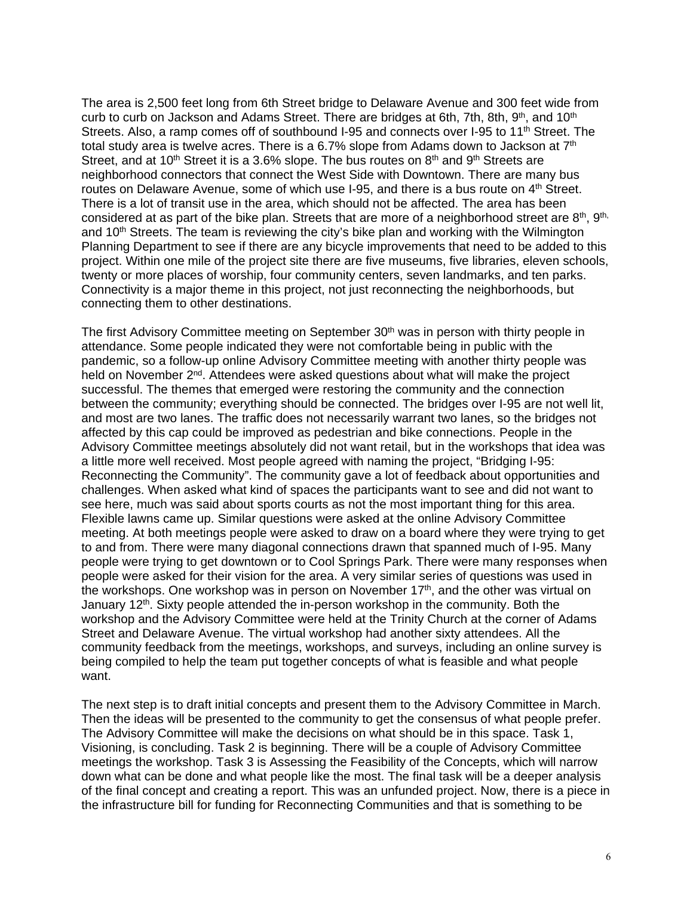The area is 2,500 feet long from 6th Street bridge to Delaware Avenue and 300 feet wide from curb to curb on Jackson and Adams Street. There are bridges at 6th, 7th, 8th, 9th, and 10th Streets. Also, a ramp comes off of southbound I-95 and connects over I-95 to 11th Street. The total study area is twelve acres. There is a 6.7% slope from Adams down to Jackson at 7th Street, and at 10th Street it is a 3.6% slope. The bus routes on 8th and 9th Streets are neighborhood connectors that connect the West Side with Downtown. There are many bus routes on Delaware Avenue, some of which use I-95, and there is a bus route on 4th Street. There is a lot of transit use in the area, which should not be affected. The area has been considered at as part of the bike plan. Streets that are more of a neighborhood street are 8th, 9th, and 10th Streets. The team is reviewing the city's bike plan and working with the Wilmington Planning Department to see if there are any bicycle improvements that need to be added to this project. Within one mile of the project site there are five museums, five libraries, eleven schools, twenty or more places of worship, four community centers, seven landmarks, and ten parks. Connectivity is a major theme in this project, not just reconnecting the neighborhoods, but connecting them to other destinations.

The first Advisory Committee meeting on September 30th was in person with thirty people in attendance. Some people indicated they were not comfortable being in public with the pandemic, so a follow-up online Advisory Committee meeting with another thirty people was held on November 2nd. Attendees were asked questions about what will make the project successful. The themes that emerged were restoring the community and the connection between the community; everything should be connected. The bridges over I-95 are not well lit, and most are two lanes. The traffic does not necessarily warrant two lanes, so the bridges not affected by this cap could be improved as pedestrian and bike connections. People in the Advisory Committee meetings absolutely did not want retail, but in the workshops that idea was a little more well received. Most people agreed with naming the project, "Bridging I-95: Reconnecting the Community". The community gave a lot of feedback about opportunities and challenges. When asked what kind of spaces the participants want to see and did not want to see here, much was said about sports courts as not the most important thing for this area. Flexible lawns came up. Similar questions were asked at the online Advisory Committee meeting. At both meetings people were asked to draw on a board where they were trying to get to and from. There were many diagonal connections drawn that spanned much of I-95. Many people were trying to get downtown or to Cool Springs Park. There were many responses when people were asked for their vision for the area. A very similar series of questions was used in the workshops. One workshop was in person on November 17th, and the other was virtual on January 12th. Sixty people attended the in-person workshop in the community. Both the workshop and the Advisory Committee were held at the Trinity Church at the corner of Adams Street and Delaware Avenue. The virtual workshop had another sixty attendees. All the community feedback from the meetings, workshops, and surveys, including an online survey is being compiled to help the team put together concepts of what is feasible and what people want.

The next step is to draft initial concepts and present them to the Advisory Committee in March. Then the ideas will be presented to the community to get the consensus of what people prefer. The Advisory Committee will make the decisions on what should be in this space. Task 1, Visioning, is concluding. Task 2 is beginning. There will be a couple of Advisory Committee meetings the workshop. Task 3 is Assessing the Feasibility of the Concepts, which will narrow down what can be done and what people like the most. The final task will be a deeper analysis of the final concept and creating a report. This was an unfunded project. Now, there is a piece in the infrastructure bill for funding for Reconnecting Communities and that is something to be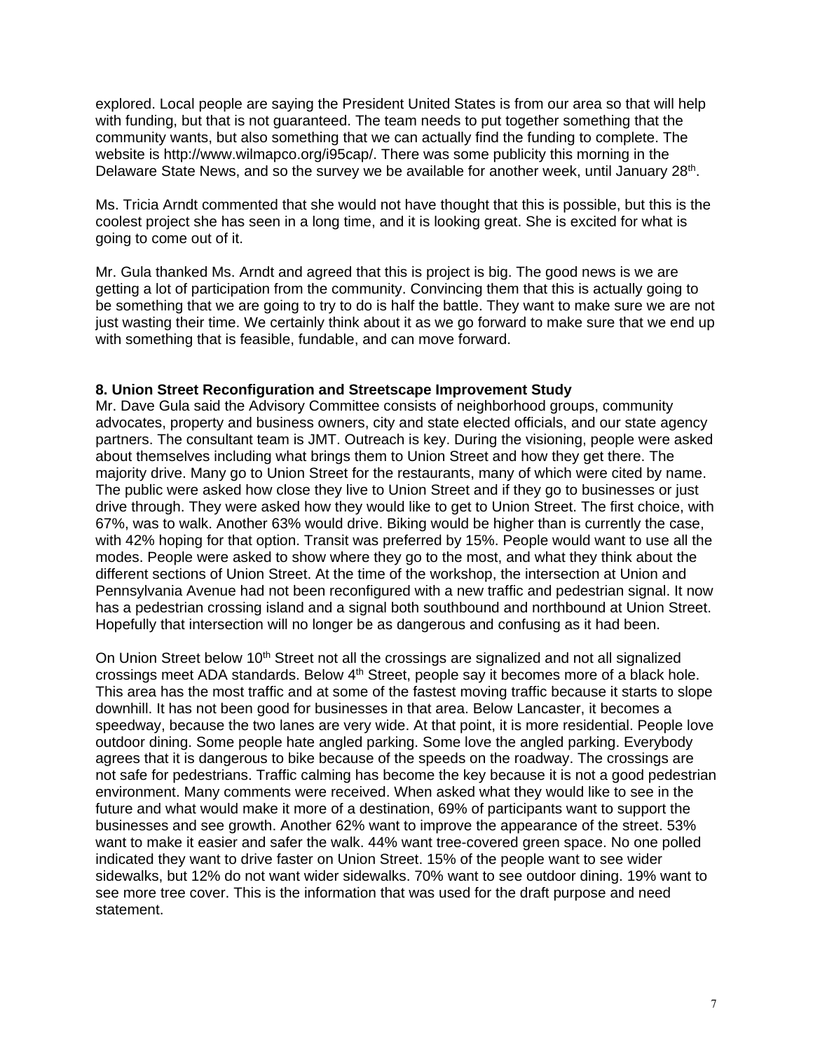explored. Local people are saying the President United States is from our area so that will help with funding, but that is not guaranteed. The team needs to put together something that the community wants, but also something that we can actually find the funding to complete. The website is http://www.wilmapco.org/i95cap/. There was some publicity this morning in the Delaware State News, and so the survey we be available for another week, until January 28th.

Ms. Tricia Arndt commented that she would not have thought that this is possible, but this is the coolest project she has seen in a long time, and it is looking great. She is excited for what is going to come out of it.

Mr. Gula thanked Ms. Arndt and agreed that this is project is big. The good news is we are getting a lot of participation from the community. Convincing them that this is actually going to be something that we are going to try to do is half the battle. They want to make sure we are not just wasting their time. We certainly think about it as we go forward to make sure that we end up with something that is feasible, fundable, and can move forward.

**8. Union Street Reconfiguration and Streetscape Improvement Study**

Mr. Dave Gula said the Advisory Committee consists of neighborhood groups, community advocates, property and business owners, city and state elected officials, and our state agency partners. The consultant team is JMT. Outreach is key. During the visioning, people were asked about themselves including what brings them to Union Street and how they get there. The majority drive. Many go to Union Street for the restaurants, many of which were cited by name. The public were asked how close they live to Union Street and if they go to businesses or just drive through. They were asked how they would like to get to Union Street. The first choice, with 67%, was to walk. Another 63% would drive. Biking would be higher than is currently the case, with 42% hoping for that option. Transit was preferred by 15%. People would want to use all the modes. People were asked to show where they go to the most, and what they think about the different sections of Union Street. At the time of the workshop, the intersection at Union and Pennsylvania Avenue had not been reconfigured with a new traffic and pedestrian signal. It now has a pedestrian crossing island and a signal both southbound and northbound at Union Street. Hopefully that intersection will no longer be as dangerous and confusing as it had been.

On Union Street below 10th Street not all the crossings are signalized and not all signalized crossings meet ADA standards. Below 4th Street, people say it becomes more of a black hole. This area has the most traffic and at some of the fastest moving traffic because it starts to slope downhill. It has not been good for businesses in that area. Below Lancaster, it becomes a speedway, because the two lanes are very wide. At that point, it is more residential. People love outdoor dining. Some people hate angled parking. Some love the angled parking. Everybody agrees that it is dangerous to bike because of the speeds on the roadway. The crossings are not safe for pedestrians. Traffic calming has become the key because it is not a good pedestrian environment. Many comments were received. When asked what they would like to see in the future and what would make it more of a destination, 69% of participants want to support the businesses and see growth. Another 62% want to improve the appearance of the street. 53% want to make it easier and safer the walk. 44% want tree-covered green space. No one polled indicated they want to drive faster on Union Street. 15% of the people want to see wider sidewalks, but 12% do not want wider sidewalks. 70% want to see outdoor dining. 19% want to see more tree cover. This is the information that was used for the draft purpose and need statement.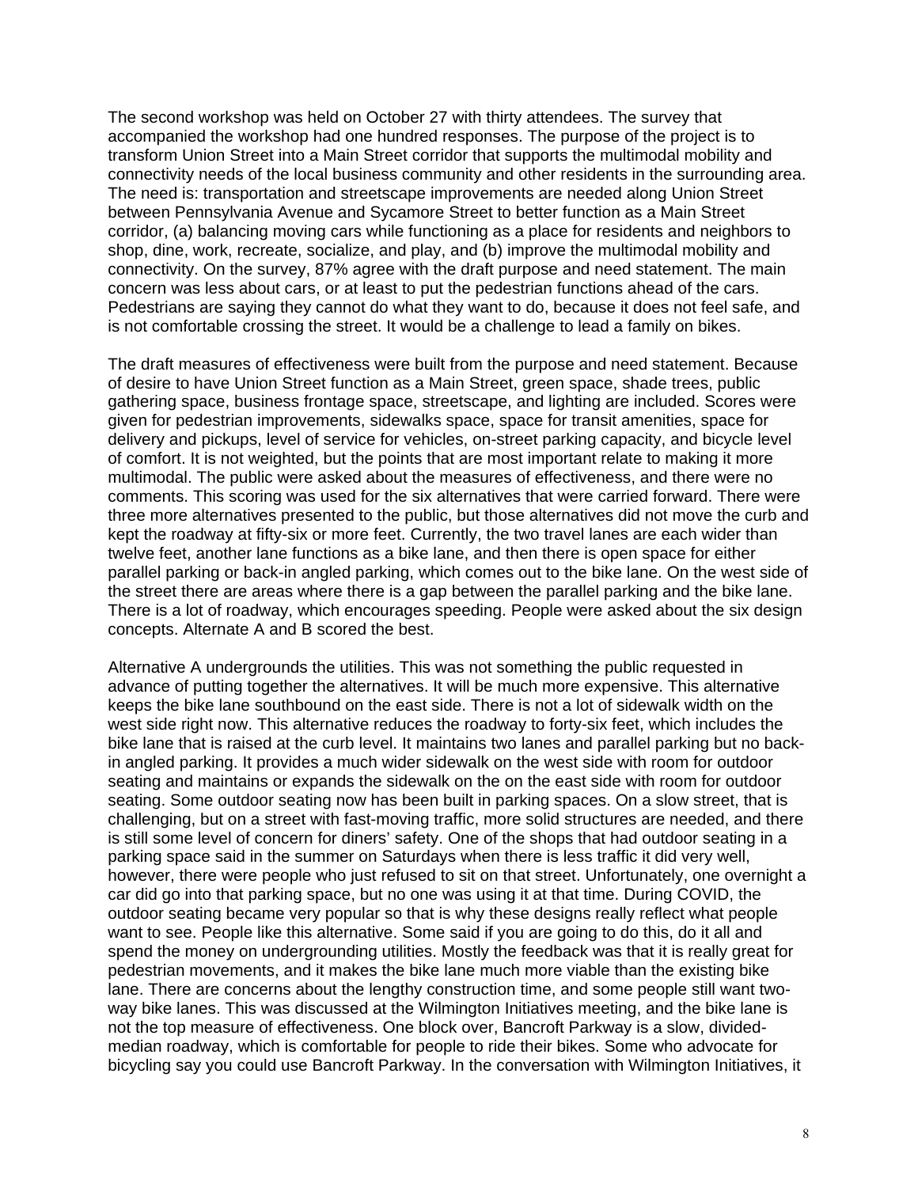The second workshop was held on October 27 with thirty attendees. The survey that accompanied the workshop had one hundred responses. The purpose of the project is to transform Union Street into a Main Street corridor that supports the multimodal mobility and connectivity needs of the local business community and other residents in the surrounding area. The need is: transportation and streetscape improvements are needed along Union Street between Pennsylvania Avenue and Sycamore Street to better function as a Main Street corridor, (a) balancing moving cars while functioning as a place for residents and neighbors to shop, dine, work, recreate, socialize, and play, and (b) improve the multimodal mobility and connectivity. On the survey, 87% agree with the draft purpose and need statement. The main concern was less about cars, or at least to put the pedestrian functions ahead of the cars. Pedestrians are saying they cannot do what they want to do, because it does not feel safe, and is not comfortable crossing the street. It would be a challenge to lead a family on bikes.

The draft measures of effectiveness were built from the purpose and need statement. Because of desire to have Union Street function as a Main Street, green space, shade trees, public gathering space, business frontage space, streetscape, and lighting are included. Scores were given for pedestrian improvements, sidewalks space, space for transit amenities, space for delivery and pickups, level of service for vehicles, on-street parking capacity, and bicycle level of comfort. It is not weighted, but the points that are most important relate to making it more multimodal. The public were asked about the measures of effectiveness, and there were no comments. This scoring was used for the six alternatives that were carried forward. There were three more alternatives presented to the public, but those alternatives did not move the curb and kept the roadway at fifty-six or more feet. Currently, the two travel lanes are each wider than twelve feet, another lane functions as a bike lane, and then there is open space for either parallel parking or back-in angled parking, which comes out to the bike lane. On the west side of the street there are areas where there is a gap between the parallel parking and the bike lane. There is a lot of roadway, which encourages speeding. People were asked about the six design concepts. Alternate A and B scored the best.

Alternative A undergrounds the utilities. This was not something the public requested in advance of putting together the alternatives. It will be much more expensive. This alternative keeps the bike lane southbound on the east side. There is not a lot of sidewalk width on the west side right now. This alternative reduces the roadway to forty-six feet, which includes the bike lane that is raised at the curb level. It maintains two lanes and parallel parking but no back-in angled parking. It provides a much wider sidewalk on the west side with room for outdoor seating and maintains or expands the sidewalk on the on the east side with room for outdoor seating. Some outdoor seating now has been built in parking spaces. On a slow street, that is challenging, but on a street with fast-moving traffic, more solid structures are needed, and there is still some level of concern for diners' safety. One of the shops that had outdoor seating in a parking space said in the summer on Saturdays when there is less traffic it did very well, however, there were people who just refused to sit on that street. Unfortunately, one overnight a car did go into that parking space, but no one was using it at that time. During COVID, the outdoor seating became very popular so that is why these designs really reflect what people want to see. People like this alternative. Some said if you are going to do this, do it all and spend the money on undergrounding utilities. Mostly the feedback was that it is really great for pedestrian movements, and it makes the bike lane much more viable than the existing bike lane. There are concerns about the lengthy construction time, and some people still want two-way bike lanes. This was discussed at the Wilmington Initiatives meeting, and the bike lane is not the top measure of effectiveness. One block over, Bancroft Parkway is a slow, divided-median roadway, which is comfortable for people to ride their bikes. Some who advocate for bicycling say you could use Bancroft Parkway. In the conversation with Wilmington Initiatives, it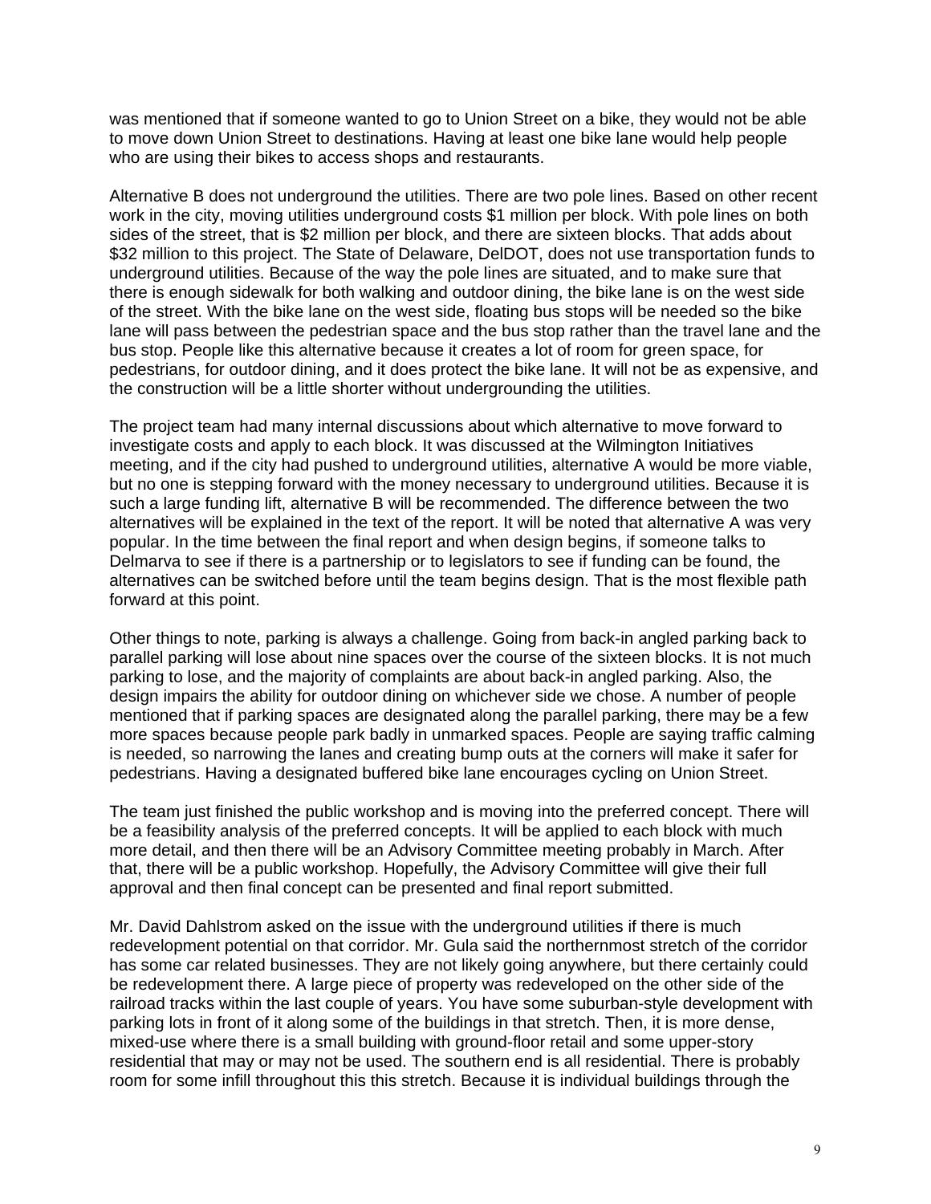was mentioned that if someone wanted to go to Union Street on a bike, they would not be able to move down Union Street to destinations. Having at least one bike lane would help people who are using their bikes to access shops and restaurants.

Alternative B does not underground the utilities. There are two pole lines. Based on other recent work in the city, moving utilities underground costs $1 million per block. With pole lines on both sides of the street, that is $2 million per block, and there are sixteen blocks. That adds about $32 million to this project. The State of Delaware, DelDOT, does not use transportation funds to underground utilities. Because of the way the pole lines are situated, and to make sure that there is enough sidewalk for both walking and outdoor dining, the bike lane is on the west side of the street. With the bike lane on the west side, floating bus stops will be needed so the bike lane will pass between the pedestrian space and the bus stop rather than the travel lane and the bus stop. People like this alternative because it creates a lot of room for green space, for pedestrians, for outdoor dining, and it does protect the bike lane. It will not be as expensive, and the construction will be a little shorter without undergrounding the utilities.

The project team had many internal discussions about which alternative to move forward to investigate costs and apply to each block. It was discussed at the Wilmington Initiatives meeting, and if the city had pushed to underground utilities, alternative A would be more viable, but no one is stepping forward with the money necessary to underground utilities. Because it is such a large funding lift, alternative B will be recommended. The difference between the two alternatives will be explained in the text of the report. It will be noted that alternative A was very popular. In the time between the final report and when design begins, if someone talks to Delmarva to see if there is a partnership or to legislators to see if funding can be found, the alternatives can be switched before until the team begins design. That is the most flexible path forward at this point.

Other things to note, parking is always a challenge. Going from back-in angled parking back to parallel parking will lose about nine spaces over the course of the sixteen blocks. It is not much parking to lose, and the majority of complaints are about back-in angled parking. Also, the design impairs the ability for outdoor dining on whichever side we chose. A number of people mentioned that if parking spaces are designated along the parallel parking, there may be a few more spaces because people park badly in unmarked spaces. People are saying traffic calming is needed, so narrowing the lanes and creating bump outs at the corners will make it safer for pedestrians. Having a designated buffered bike lane encourages cycling on Union Street.

The team just finished the public workshop and is moving into the preferred concept. There will be a feasibility analysis of the preferred concepts. It will be applied to each block with much more detail, and then there will be an Advisory Committee meeting probably in March. After that, there will be a public workshop. Hopefully, the Advisory Committee will give their full approval and then final concept can be presented and final report submitted.

Mr. David Dahlstrom asked on the issue with the underground utilities if there is much redevelopment potential on that corridor. Mr. Gula said the northernmost stretch of the corridor has some car related businesses. They are not likely going anywhere, but there certainly could be redevelopment there. A large piece of property was redeveloped on the other side of the railroad tracks within the last couple of years. You have some suburban-style development with parking lots in front of it along some of the buildings in that stretch. Then, it is more dense, mixed-use where there is a small building with ground-floor retail and some upper-story residential that may or may not be used. The southern end is all residential. There is probably room for some infill throughout this this stretch. Because it is individual buildings through the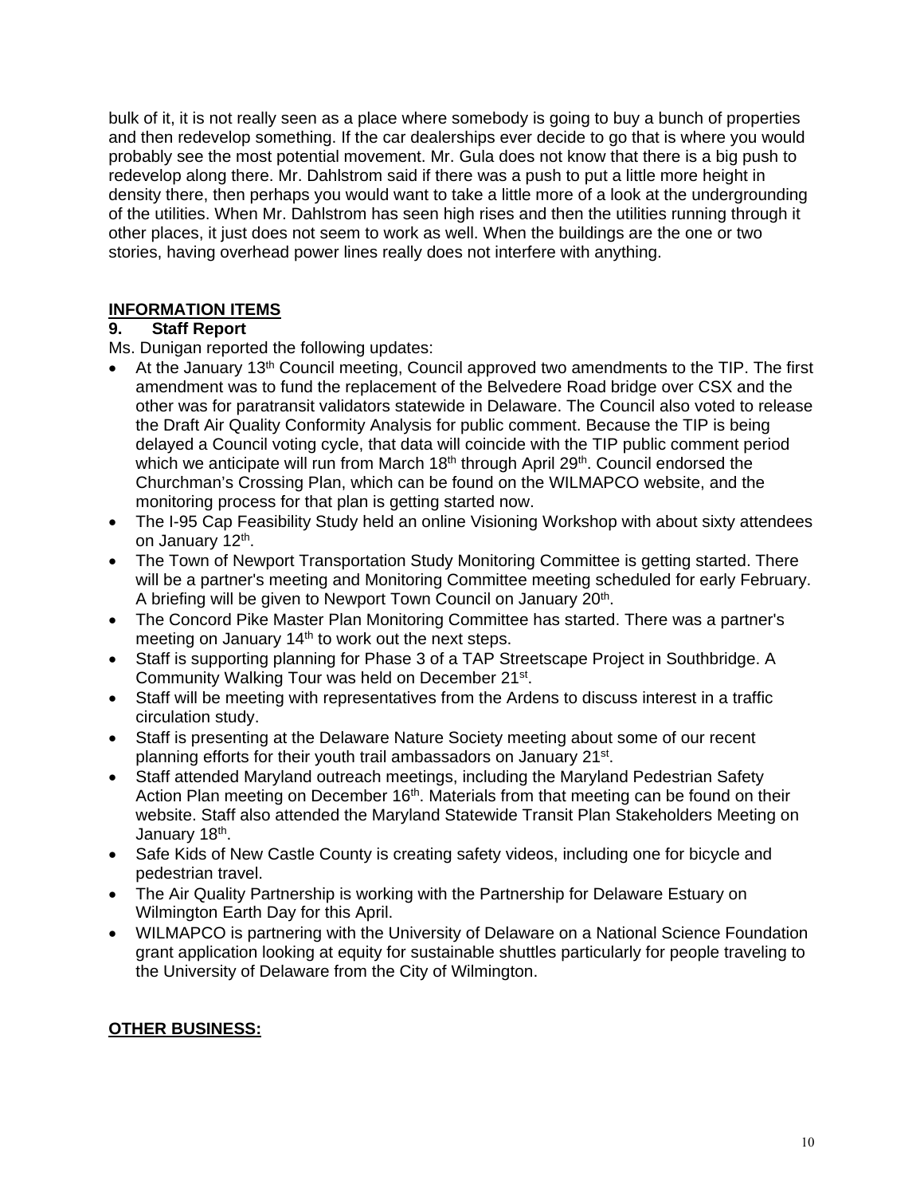bulk of it, it is not really seen as a place where somebody is going to buy a bunch of properties and then redevelop something. If the car dealerships ever decide to go that is where you would probably see the most potential movement. Mr. Gula does not know that there is a big push to redevelop along there. Mr. Dahlstrom said if there was a push to put a little more height in density there, then perhaps you would want to take a little more of a look at the undergrounding of the utilities. When Mr. Dahlstrom has seen high rises and then the utilities running through it other places, it just does not seem to work as well. When the buildings are the one or two stories, having overhead power lines really does not interfere with anything.

## INFORMATION ITEMS

### 9. Staff Report

Ms. Dunigan reported the following updates:

- At the January 13th Council meeting, Council approved two amendments to the TIP. The first amendment was to fund the replacement of the Belvedere Road bridge over CSX and the other was for paratransit validators statewide in Delaware. The Council also voted to release the Draft Air Quality Conformity Analysis for public comment. Because the TIP is being delayed a Council voting cycle, that data will coincide with the TIP public comment period which we anticipate will run from March 18th through April 29th. Council endorsed the Churchman's Crossing Plan, which can be found on the WILMAPCO website, and the monitoring process for that plan is getting started now.
- The I-95 Cap Feasibility Study held an online Visioning Workshop with about sixty attendees on January 12th.
- The Town of Newport Transportation Study Monitoring Committee is getting started. There will be a partner's meeting and Monitoring Committee meeting scheduled for early February. A briefing will be given to Newport Town Council on January 20th.
- The Concord Pike Master Plan Monitoring Committee has started. There was a partner's meeting on January 14th to work out the next steps.
- Staff is supporting planning for Phase 3 of a TAP Streetscape Project in Southbridge. A Community Walking Tour was held on December 21st.
- Staff will be meeting with representatives from the Ardens to discuss interest in a traffic circulation study.
- Staff is presenting at the Delaware Nature Society meeting about some of our recent planning efforts for their youth trail ambassadors on January 21st.
- Staff attended Maryland outreach meetings, including the Maryland Pedestrian Safety Action Plan meeting on December 16th. Materials from that meeting can be found on their website. Staff also attended the Maryland Statewide Transit Plan Stakeholders Meeting on January 18th.
- Safe Kids of New Castle County is creating safety videos, including one for bicycle and pedestrian travel.
- The Air Quality Partnership is working with the Partnership for Delaware Estuary on Wilmington Earth Day for this April.
- WILMAPCO is partnering with the University of Delaware on a National Science Foundation grant application looking at equity for sustainable shuttles particularly for people traveling to the University of Delaware from the City of Wilmington.

## OTHER BUSINESS: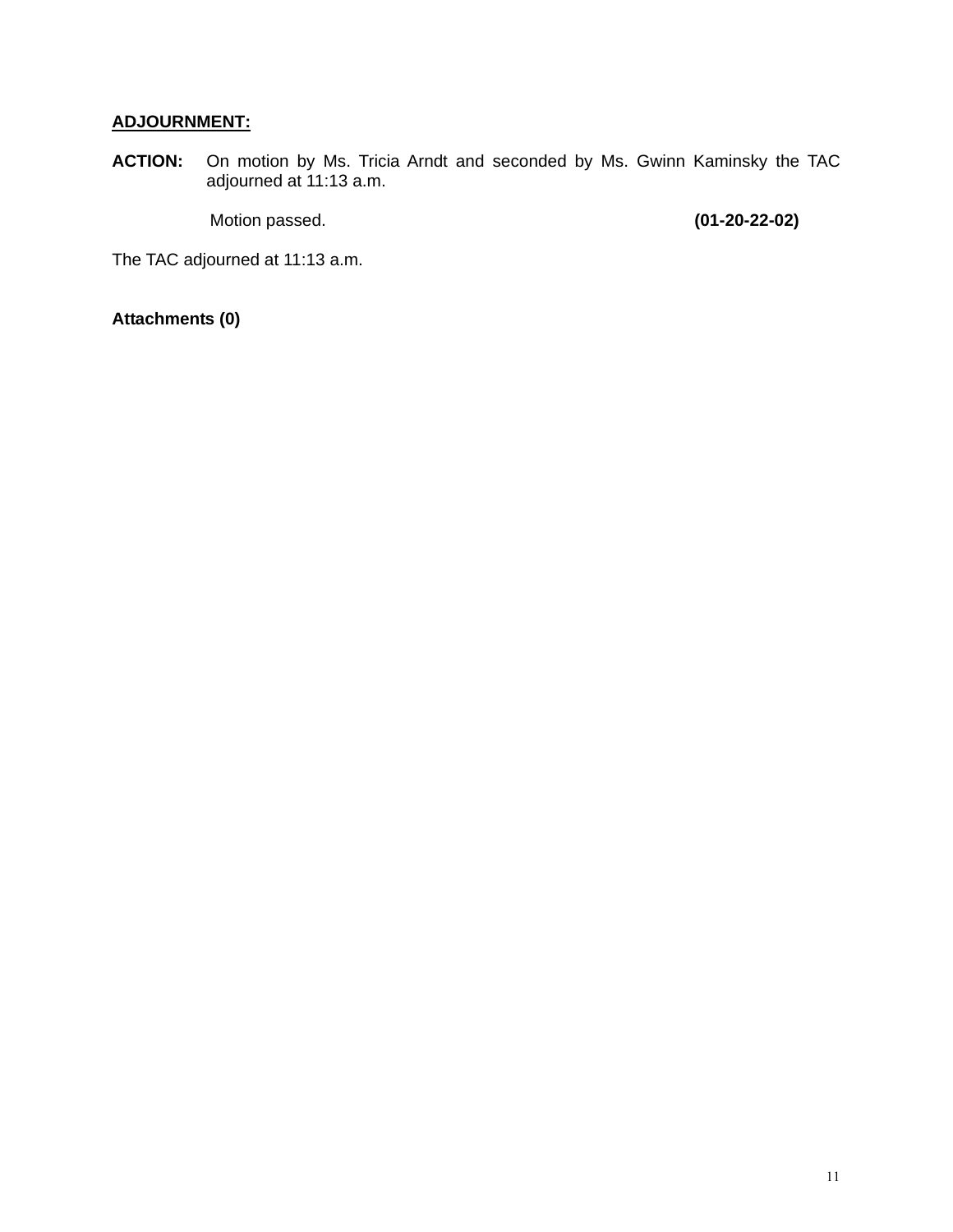**ADJOURNMENT:**

**ACTION:** On motion by Ms. Tricia Arndt and seconded by Ms. Gwinn Kaminsky the TAC adjourned at 11:13 a.m.

Motion passed. **(01-20-22-02)**

The TAC adjourned at 11:13 a.m.

**Attachments (0)**